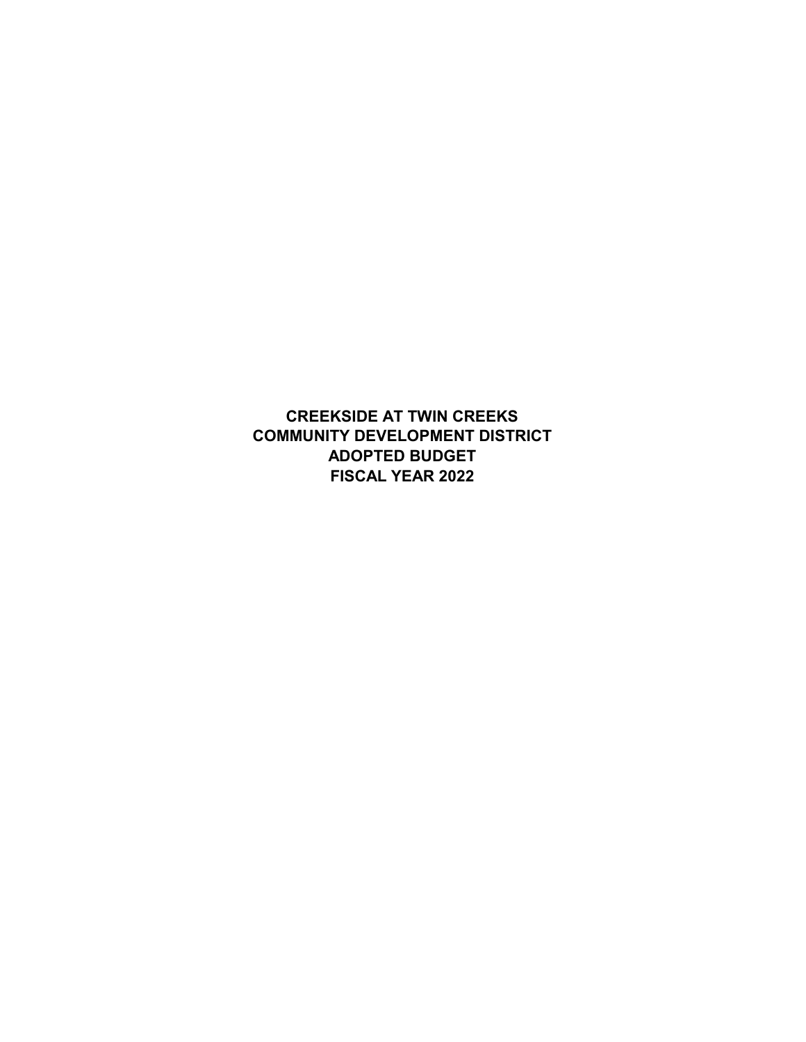# CREEKSIDE AT TWIN CREEKS
# COMMUNITY DEVELOPMENT DISTRICT
# ADOPTED BUDGET
# FISCAL YEAR 2022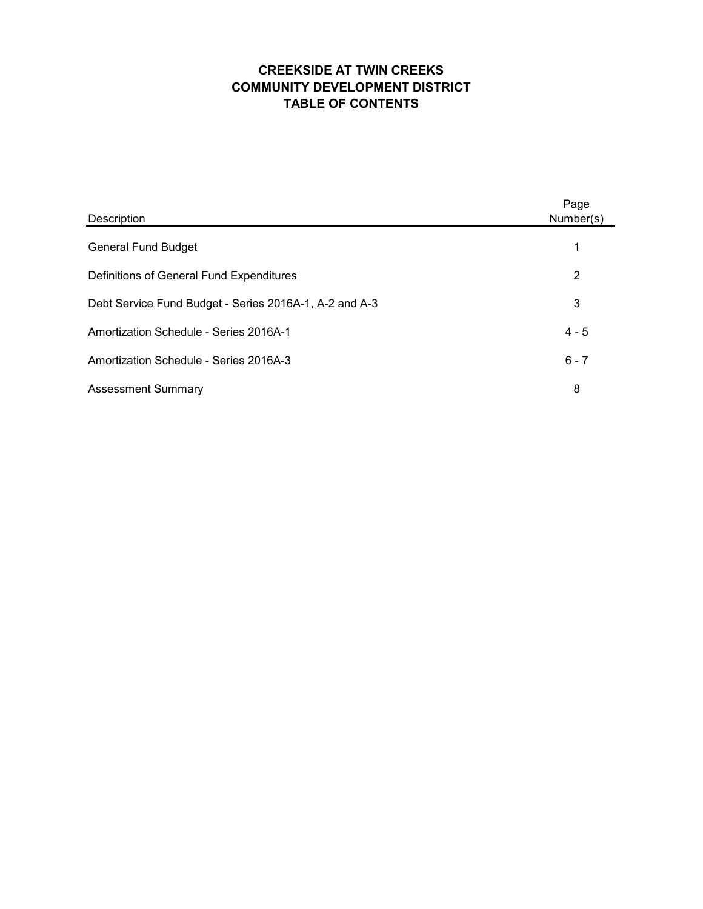# CREEKSIDE AT TWIN CREEKS
# COMMUNITY DEVELOPMENT DISTRICT
# TABLE OF CONTENTS

| Description | Page Number(s) |
|---|---|
| General Fund Budget | 1 |
| Definitions of General Fund Expenditures | 2 |
| Debt Service Fund Budget - Series 2016A-1, A-2 and A-3 | 3 |
| Amortization Schedule - Series 2016A-1 | 4 - 5 |
| Amortization Schedule - Series 2016A-3 | 6 - 7 |
| Assessment Summary | 8 |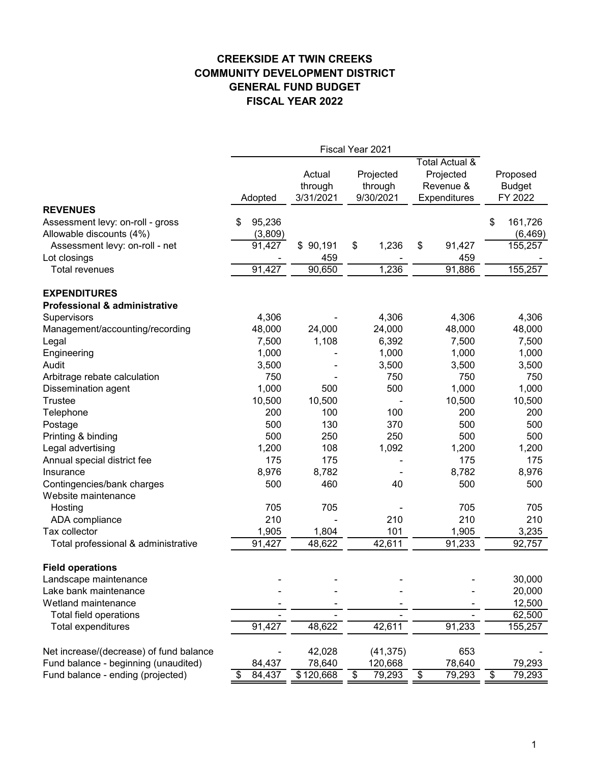# CREEKSIDE AT TWIN CREEKS
# COMMUNITY DEVELOPMENT DISTRICT
# GENERAL FUND BUDGET
# FISCAL YEAR 2022

| | Fiscal Year 2021 | | | | |
|---|---|---|---|---|---|
| | Adopted | Actual through 3/31/2021 | Projected through 9/30/2021 | Total Actual & Projected Revenue & Expenditures | Proposed Budget FY 2022 |
| **REVENUES** | | | | | |
| Assessment levy: on-roll - gross | $ 95,236 | | | | $ 161,726 |
| Allowable discounts (4%) | (3,809) | | | | (6,469) |
| Assessment levy: on-roll - net | 91,427 | $ 90,191 | $ 1,236 | $ 91,427 | 155,257 |
| Lot closings | - | 459 | - | 459 | - |
| Total revenues | 91,427 | 90,650 | 1,236 | 91,886 | 155,257 |
| | | | | | |
| **EXPENDITURES** | | | | | |
| **Professional & administrative** | | | | | |
| Supervisors | 4,306 | - | 4,306 | 4,306 | 4,306 |
| Management/accounting/recording | 48,000 | 24,000 | 24,000 | 48,000 | 48,000 |
| Legal | 7,500 | 1,108 | 6,392 | 7,500 | 7,500 |
| Engineering | 1,000 | - | 1,000 | 1,000 | 1,000 |
| Audit | 3,500 | - | 3,500 | 3,500 | 3,500 |
| Arbitrage rebate calculation | 750 | - | 750 | 750 | 750 |
| Dissemination agent | 1,000 | 500 | 500 | 1,000 | 1,000 |
| Trustee | 10,500 | 10,500 | - | 10,500 | 10,500 |
| Telephone | 200 | 100 | 100 | 200 | 200 |
| Postage | 500 | 130 | 370 | 500 | 500 |
| Printing & binding | 500 | 250 | 250 | 500 | 500 |
| Legal advertising | 1,200 | 108 | 1,092 | 1,200 | 1,200 |
| Annual special district fee | 175 | 175 | - | 175 | 175 |
| Insurance | 8,976 | 8,782 | - | 8,782 | 8,976 |
| Contingencies/bank charges | 500 | 460 | 40 | 500 | 500 |
| Website maintenance | | | | | |
| Hosting | 705 | 705 | - | 705 | 705 |
| ADA compliance | 210 | - | 210 | 210 | 210 |
| Tax collector | 1,905 | 1,804 | 101 | 1,905 | 3,235 |
| Total professional & administrative | 91,427 | 48,622 | 42,611 | 91,233 | 92,757 |
| | | | | | |
| **Field operations** | | | | | |
| Landscape maintenance | - | - | - | - | 30,000 |
| Lake bank maintenance | - | - | - | - | 20,000 |
| Wetland maintenance | - | - | - | - | 12,500 |
| Total field operations | - | - | - | - | 62,500 |
| Total expenditures | 91,427 | 48,622 | 42,611 | 91,233 | 155,257 |
| | | | | | |
| Net increase/(decrease) of fund balance | - | 42,028 | (41,375) | 653 | - |
| Fund balance - beginning (unaudited) | 84,437 | 78,640 | 120,668 | 78,640 | 79,293 |
| Fund balance - ending (projected) | $ 84,437 | $ 120,668 | $ 79,293 | $ 79,293 | $ 79,293 |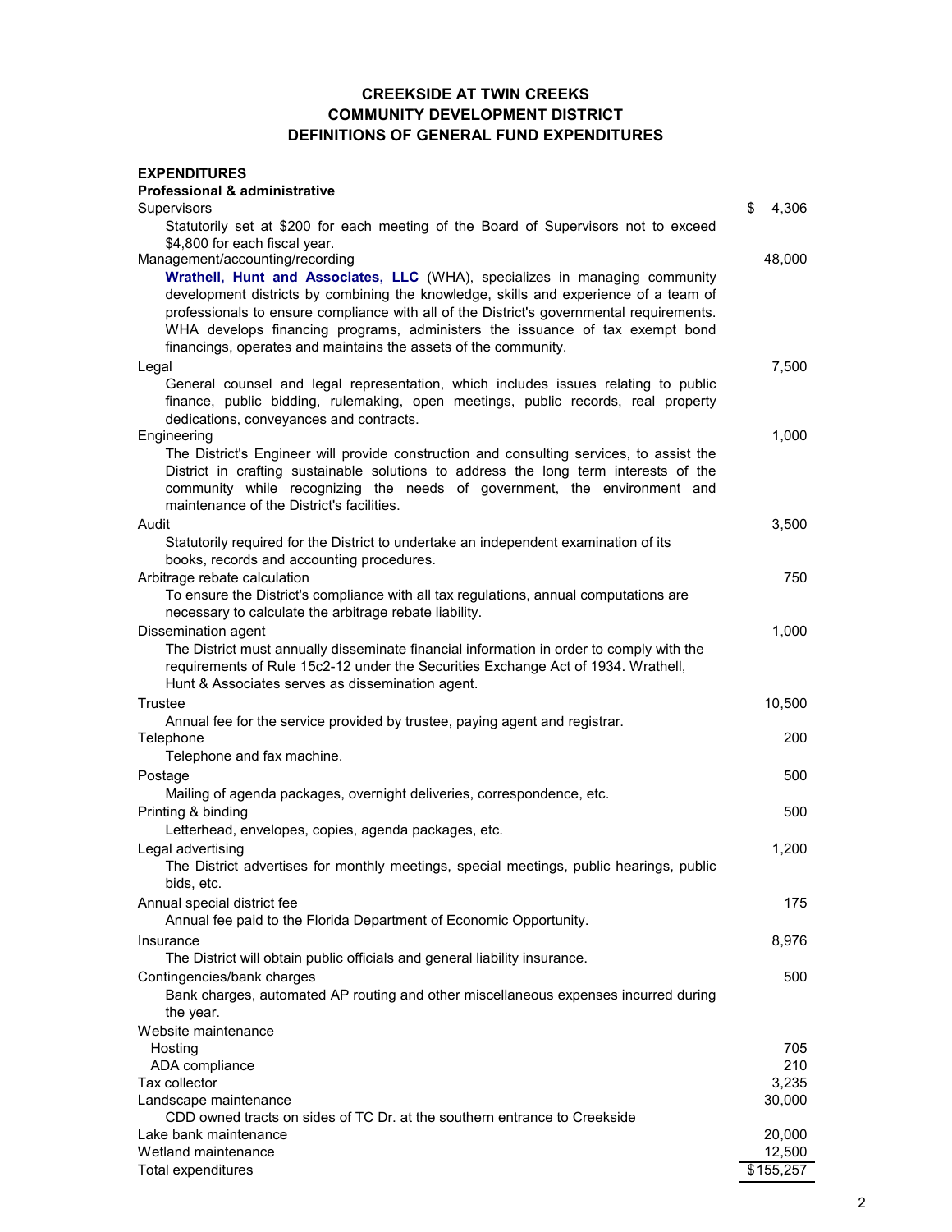# CREEKSIDE AT TWIN CREEKS
# COMMUNITY DEVELOPMENT DISTRICT
# DEFINITIONS OF GENERAL FUND EXPENDITURES

| | |
|---|---|
| **EXPENDITURES** | |
| **Professional & administrative** | |
| Supervisors | $ 4,306 |
| Statutorily set at $200 for each meeting of the Board of Supervisors not to exceed $4,800 for each fiscal year. | |
| Management/accounting/recording | 48,000 |
| **Wrathell, Hunt and Associates, LLC** (WHA), specializes in managing community development districts by combining the knowledge, skills and experience of a team of professionals to ensure compliance with all of the District's governmental requirements. WHA develops financing programs, administers the issuance of tax exempt bond financings, operates and maintains the assets of the community. | |
| Legal | 7,500 |
| General counsel and legal representation, which includes issues relating to public finance, public bidding, rulemaking, open meetings, public records, real property dedications, conveyances and contracts. | |
| Engineering | 1,000 |
| The District's Engineer will provide construction and consulting services, to assist the District in crafting sustainable solutions to address the long term interests of the community while recognizing the needs of government, the environment and maintenance of the District's facilities. | |
| Audit | 3,500 |
| Statutorily required for the District to undertake an independent examination of its books, records and accounting procedures. | |
| Arbitrage rebate calculation | 750 |
| To ensure the District's compliance with all tax regulations, annual computations are necessary to calculate the arbitrage rebate liability. | |
| Dissemination agent | 1,000 |
| The District must annually disseminate financial information in order to comply with the requirements of Rule 15c2-12 under the Securities Exchange Act of 1934. Wrathell, Hunt & Associates serves as dissemination agent. | |
| Trustee | 10,500 |
| Annual fee for the service provided by trustee, paying agent and registrar. | |
| Telephone | 200 |
| Telephone and fax machine. | |
| Postage | 500 |
| Mailing of agenda packages, overnight deliveries, correspondence, etc. | |
| Printing & binding | 500 |
| Letterhead, envelopes, copies, agenda packages, etc. | |
| Legal advertising | 1,200 |
| The District advertises for monthly meetings, special meetings, public hearings, public bids, etc. | |
| Annual special district fee | 175 |
| Annual fee paid to the Florida Department of Economic Opportunity. | |
| Insurance | 8,976 |
| The District will obtain public officials and general liability insurance. | |
| Contingencies/bank charges | 500 |
| Bank charges, automated AP routing and other miscellaneous expenses incurred during the year. | |
| Website maintenance | |
| Hosting | 705 |
| ADA compliance | 210 |
| Tax collector | 3,235 |
| Landscape maintenance | 30,000 |
| CDD owned tracts on sides of TC Dr. at the southern entrance to Creekside | |
| Lake bank maintenance | 20,000 |
| Wetland maintenance | 12,500 |
| Total expenditures | $155,257 |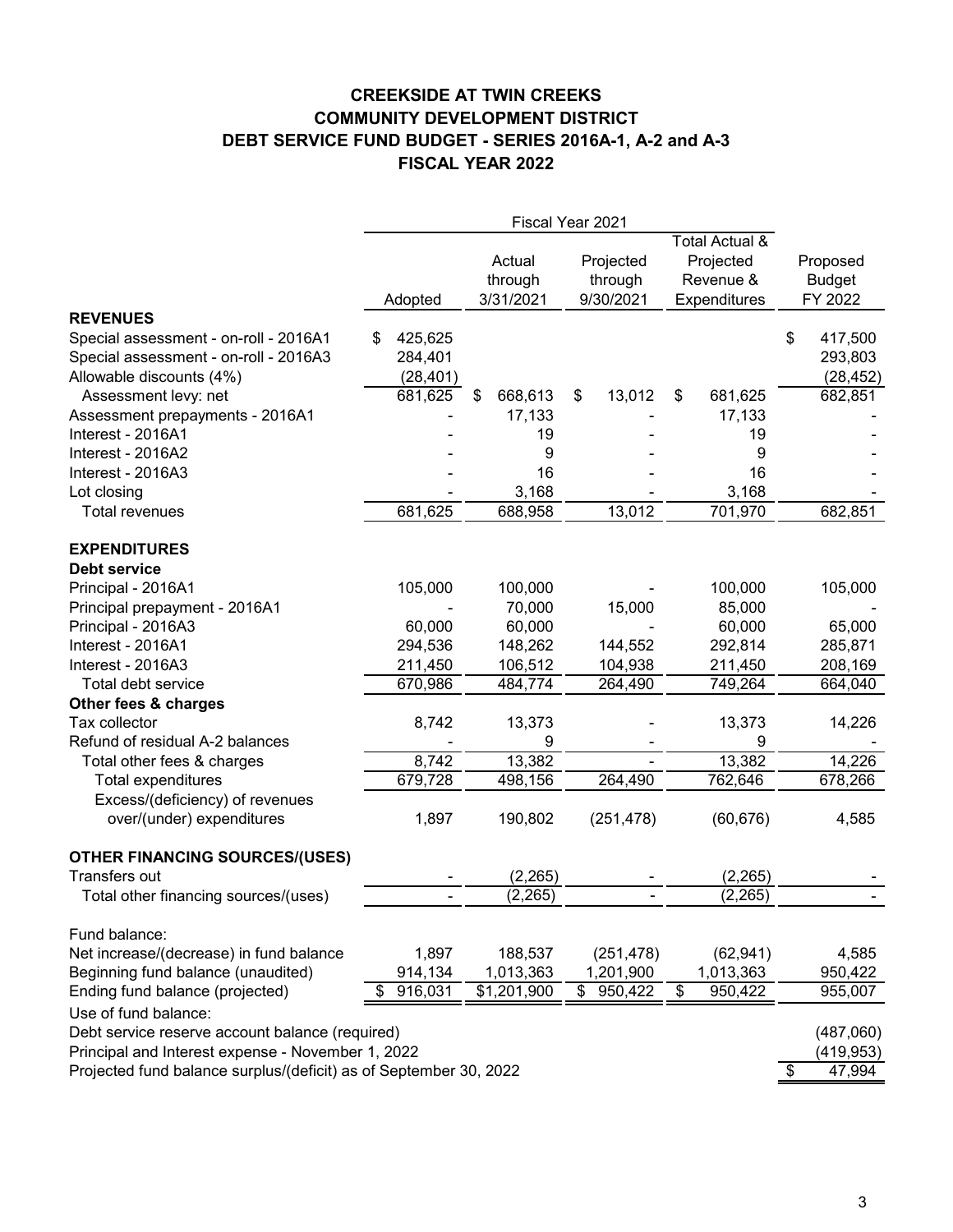# CREEKSIDE AT TWIN CREEKS
# COMMUNITY DEVELOPMENT DISTRICT
## DEBT SERVICE FUND BUDGET - SERIES 2016A-1, A-2 and A-3
## FISCAL YEAR 2022

| | Fiscal Year 2021 | | | | |
|---|---|---|---|---|---|
| | Adopted | Actual through 3/31/2021 | Projected through 9/30/2021 | Total Actual & Projected Revenue & Expenditures | Proposed Budget FY 2022 |
| **REVENUES** | | | | | |
| Special assessment - on-roll - 2016A1 | $ 425,625 | | | | $ 417,500 |
| Special assessment - on-roll - 2016A3 | 284,401 | | | | 293,803 |
| Allowable discounts (4%) | (28,401) | | | | (28,452) |
| Assessment levy: net | 681,625 | $ 668,613 | $ 13,012 | $ 681,625 | 682,851 |
| Assessment prepayments - 2016A1 | - | 17,133 | - | 17,133 | - |
| Interest - 2016A1 | - | 19 | - | 19 | - |
| Interest - 2016A2 | - | 9 | - | 9 | - |
| Interest - 2016A3 | - | 16 | - | 16 | - |
| Lot closing | - | 3,168 | - | 3,168 | - |
| Total revenues | 681,625 | 688,958 | 13,012 | 701,970 | 682,851 |
| **EXPENDITURES** | | | | | |
| **Debt service** | | | | | |
| Principal - 2016A1 | 105,000 | 100,000 | - | 100,000 | 105,000 |
| Principal prepayment - 2016A1 | - | 70,000 | 15,000 | 85,000 | - |
| Principal - 2016A3 | 60,000 | 60,000 | - | 60,000 | 65,000 |
| Interest - 2016A1 | 294,536 | 148,262 | 144,552 | 292,814 | 285,871 |
| Interest - 2016A3 | 211,450 | 106,512 | 104,938 | 211,450 | 208,169 |
| Total debt service | 670,986 | 484,774 | 264,490 | 749,264 | 664,040 |
| **Other fees & charges** | | | | | |
| Tax collector | 8,742 | 13,373 | - | 13,373 | 14,226 |
| Refund of residual A-2 balances | - | 9 | - | 9 | - |
| Total other fees & charges | 8,742 | 13,382 | - | 13,382 | 14,226 |
| Total expenditures | 679,728 | 498,156 | 264,490 | 762,646 | 678,266 |
| Excess/(deficiency) of revenues over/(under) expenditures | 1,897 | 190,802 | (251,478) | (60,676) | 4,585 |
| **OTHER FINANCING SOURCES/(USES)** | | | | | |
| Transfers out | - | (2,265) | - | (2,265) | - |
| Total other financing sources/(uses) | - | (2,265) | - | (2,265) | - |
| Fund balance: | | | | | |
| Net increase/(decrease) in fund balance | 1,897 | 188,537 | (251,478) | (62,941) | 4,585 |
| Beginning fund balance (unaudited) | 914,134 | 1,013,363 | 1,201,900 | 1,013,363 | 950,422 |
| Ending fund balance (projected) | $ 916,031 | $1,201,900 | $ 950,422 | $ 950,422 | 955,007 |
| Use of fund balance: | | | | | |
| Debt service reserve account balance (required) | | | | | (487,060) |
| Principal and Interest expense - November 1, 2022 | | | | | (419,953) |
| Projected fund balance surplus/(deficit) as of September 30, 2022 | | | | | $ 47,994 |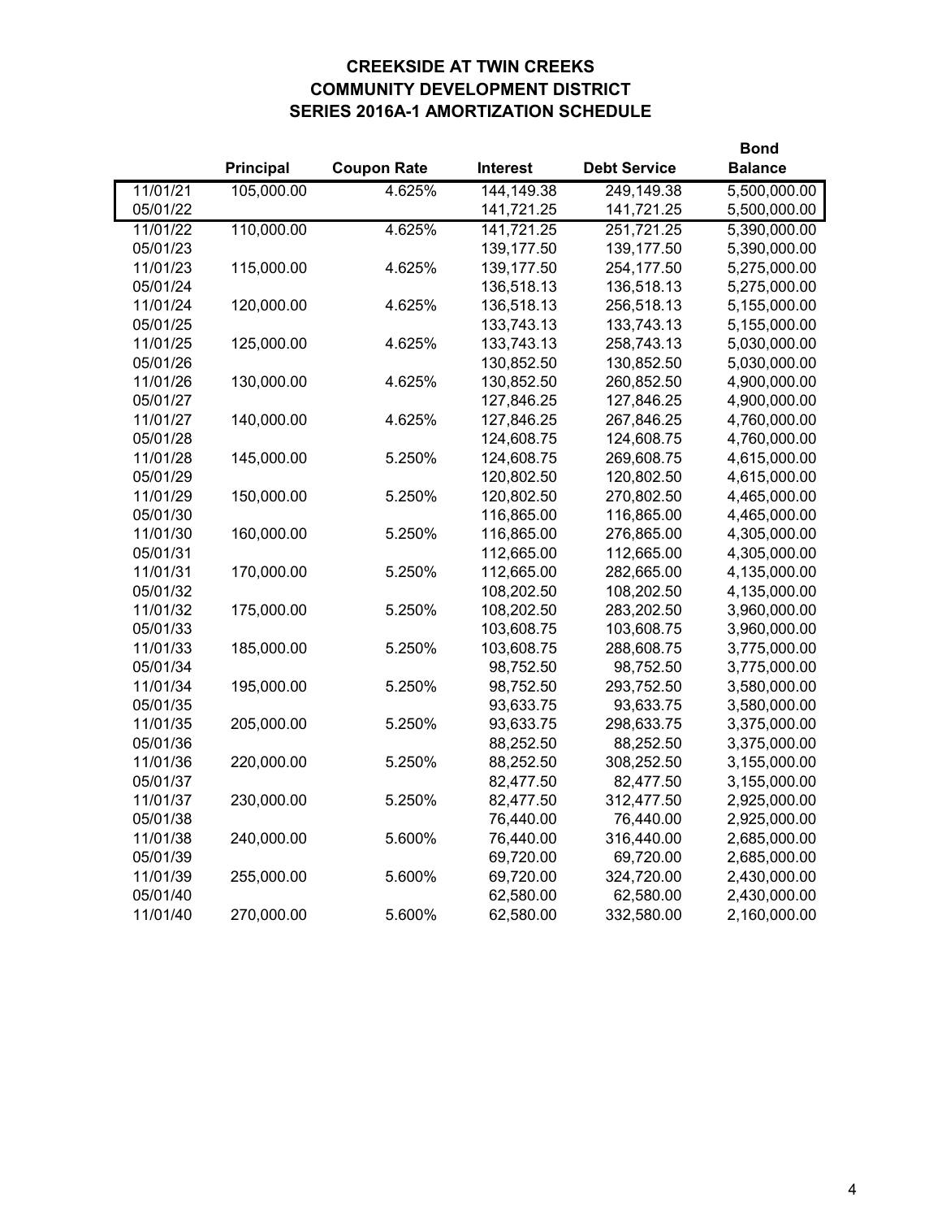**CREEKSIDE AT TWIN CREEKS**
**COMMUNITY DEVELOPMENT DISTRICT**
**SERIES 2016A-1 AMORTIZATION SCHEDULE**

| | Principal | Coupon Rate | Interest | Debt Service | Bond Balance |
|---|---|---|---|---|---|
| 11/01/21 | 105,000.00 | 4.625% | 144,149.38 | 249,149.38 | 5,500,000.00 |
| 05/01/22 | | | 141,721.25 | 141,721.25 | 5,500,000.00 |
| 11/01/22 | 110,000.00 | 4.625% | 141,721.25 | 251,721.25 | 5,390,000.00 |
| 05/01/23 | | | 139,177.50 | 139,177.50 | 5,390,000.00 |
| 11/01/23 | 115,000.00 | 4.625% | 139,177.50 | 254,177.50 | 5,275,000.00 |
| 05/01/24 | | | 136,518.13 | 136,518.13 | 5,275,000.00 |
| 11/01/24 | 120,000.00 | 4.625% | 136,518.13 | 256,518.13 | 5,155,000.00 |
| 05/01/25 | | | 133,743.13 | 133,743.13 | 5,155,000.00 |
| 11/01/25 | 125,000.00 | 4.625% | 133,743.13 | 258,743.13 | 5,030,000.00 |
| 05/01/26 | | | 130,852.50 | 130,852.50 | 5,030,000.00 |
| 11/01/26 | 130,000.00 | 4.625% | 130,852.50 | 260,852.50 | 4,900,000.00 |
| 05/01/27 | | | 127,846.25 | 127,846.25 | 4,900,000.00 |
| 11/01/27 | 140,000.00 | 4.625% | 127,846.25 | 267,846.25 | 4,760,000.00 |
| 05/01/28 | | | 124,608.75 | 124,608.75 | 4,760,000.00 |
| 11/01/28 | 145,000.00 | 5.250% | 124,608.75 | 269,608.75 | 4,615,000.00 |
| 05/01/29 | | | 120,802.50 | 120,802.50 | 4,615,000.00 |
| 11/01/29 | 150,000.00 | 5.250% | 120,802.50 | 270,802.50 | 4,465,000.00 |
| 05/01/30 | | | 116,865.00 | 116,865.00 | 4,465,000.00 |
| 11/01/30 | 160,000.00 | 5.250% | 116,865.00 | 276,865.00 | 4,305,000.00 |
| 05/01/31 | | | 112,665.00 | 112,665.00 | 4,305,000.00 |
| 11/01/31 | 170,000.00 | 5.250% | 112,665.00 | 282,665.00 | 4,135,000.00 |
| 05/01/32 | | | 108,202.50 | 108,202.50 | 4,135,000.00 |
| 11/01/32 | 175,000.00 | 5.250% | 108,202.50 | 283,202.50 | 3,960,000.00 |
| 05/01/33 | | | 103,608.75 | 103,608.75 | 3,960,000.00 |
| 11/01/33 | 185,000.00 | 5.250% | 103,608.75 | 288,608.75 | 3,775,000.00 |
| 05/01/34 | | | 98,752.50 | 98,752.50 | 3,775,000.00 |
| 11/01/34 | 195,000.00 | 5.250% | 98,752.50 | 293,752.50 | 3,580,000.00 |
| 05/01/35 | | | 93,633.75 | 93,633.75 | 3,580,000.00 |
| 11/01/35 | 205,000.00 | 5.250% | 93,633.75 | 298,633.75 | 3,375,000.00 |
| 05/01/36 | | | 88,252.50 | 88,252.50 | 3,375,000.00 |
| 11/01/36 | 220,000.00 | 5.250% | 88,252.50 | 308,252.50 | 3,155,000.00 |
| 05/01/37 | | | 82,477.50 | 82,477.50 | 3,155,000.00 |
| 11/01/37 | 230,000.00 | 5.250% | 82,477.50 | 312,477.50 | 2,925,000.00 |
| 05/01/38 | | | 76,440.00 | 76,440.00 | 2,925,000.00 |
| 11/01/38 | 240,000.00 | 5.600% | 76,440.00 | 316,440.00 | 2,685,000.00 |
| 05/01/39 | | | 69,720.00 | 69,720.00 | 2,685,000.00 |
| 11/01/39 | 255,000.00 | 5.600% | 69,720.00 | 324,720.00 | 2,430,000.00 |
| 05/01/40 | | | 62,580.00 | 62,580.00 | 2,430,000.00 |
| 11/01/40 | 270,000.00 | 5.600% | 62,580.00 | 332,580.00 | 2,160,000.00 |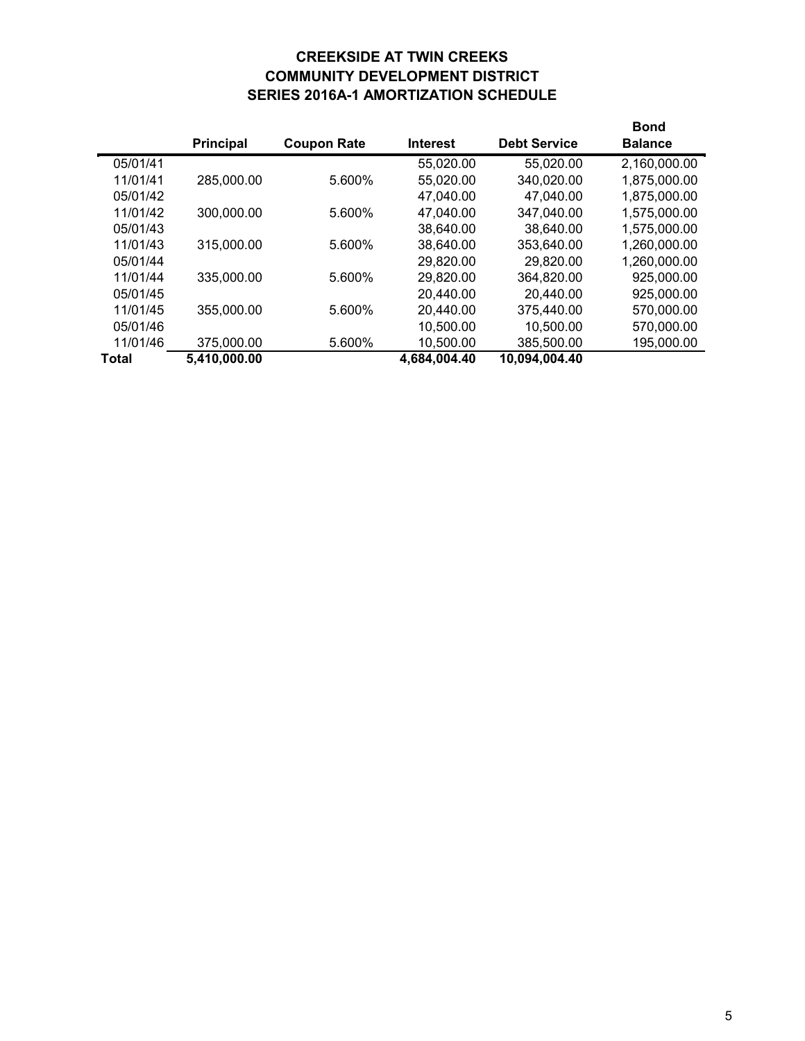**CREEKSIDE AT TWIN CREEKS**
**COMMUNITY DEVELOPMENT DISTRICT**
**SERIES 2016A-1 AMORTIZATION SCHEDULE**

| | Principal | Coupon Rate | Interest | Debt Service | Bond Balance |
|---|---|---|---|---|---|
| 05/01/41 | | | 55,020.00 | 55,020.00 | 2,160,000.00 |
| 11/01/41 | 285,000.00 | 5.600% | 55,020.00 | 340,020.00 | 1,875,000.00 |
| 05/01/42 | | | 47,040.00 | 47,040.00 | 1,875,000.00 |
| 11/01/42 | 300,000.00 | 5.600% | 47,040.00 | 347,040.00 | 1,575,000.00 |
| 05/01/43 | | | 38,640.00 | 38,640.00 | 1,575,000.00 |
| 11/01/43 | 315,000.00 | 5.600% | 38,640.00 | 353,640.00 | 1,260,000.00 |
| 05/01/44 | | | 29,820.00 | 29,820.00 | 1,260,000.00 |
| 11/01/44 | 335,000.00 | 5.600% | 29,820.00 | 364,820.00 | 925,000.00 |
| 05/01/45 | | | 20,440.00 | 20,440.00 | 925,000.00 |
| 11/01/45 | 355,000.00 | 5.600% | 20,440.00 | 375,440.00 | 570,000.00 |
| 05/01/46 | | | 10,500.00 | 10,500.00 | 570,000.00 |
| 11/01/46 | 375,000.00 | 5.600% | 10,500.00 | 385,500.00 | 195,000.00 |
| **Total** | **5,410,000.00** | | **4,684,004.40** | **10,094,004.40** | |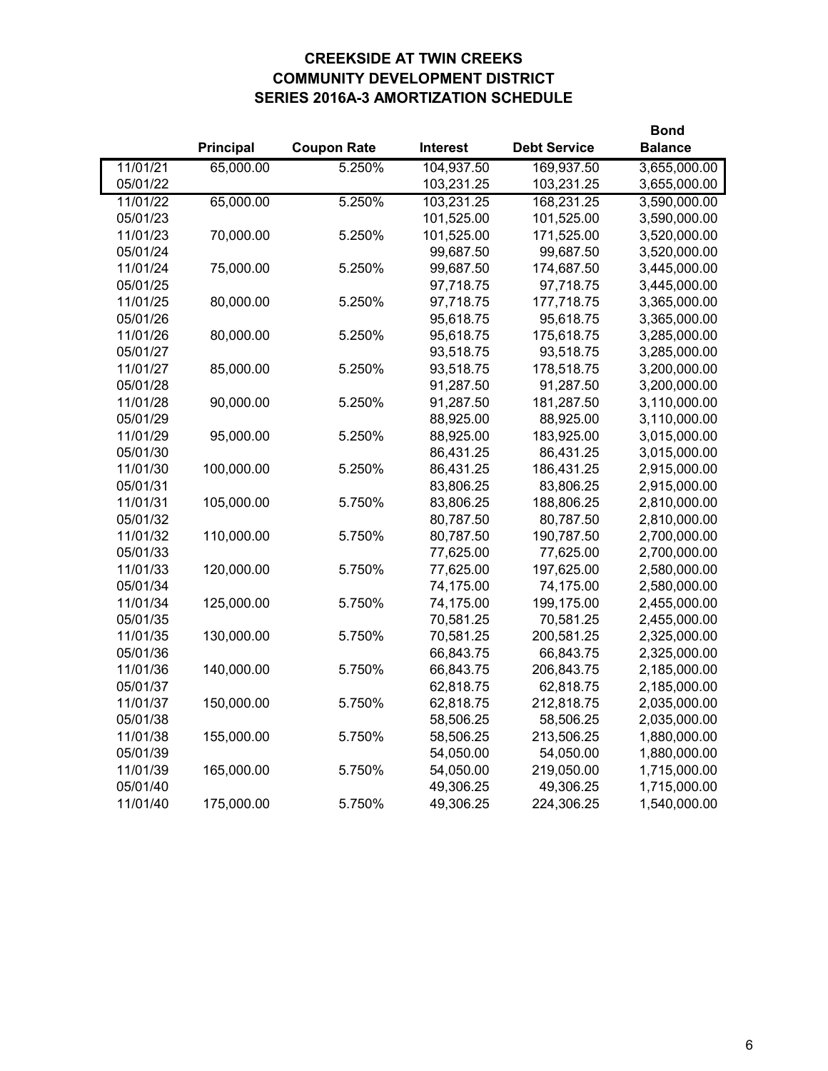# CREEKSIDE AT TWIN CREEKS
# COMMUNITY DEVELOPMENT DISTRICT
# SERIES 2016A-3 AMORTIZATION SCHEDULE

| | Principal | Coupon Rate | Interest | Debt Service | Bond Balance |
|---|---|---|---|---|---|
| 11/01/21 | 65,000.00 | 5.250% | 104,937.50 | 169,937.50 | 3,655,000.00 |
| 05/01/22 | | | 103,231.25 | 103,231.25 | 3,655,000.00 |
| 11/01/22 | 65,000.00 | 5.250% | 103,231.25 | 168,231.25 | 3,590,000.00 |
| 05/01/23 | | | 101,525.00 | 101,525.00 | 3,590,000.00 |
| 11/01/23 | 70,000.00 | 5.250% | 101,525.00 | 171,525.00 | 3,520,000.00 |
| 05/01/24 | | | 99,687.50 | 99,687.50 | 3,520,000.00 |
| 11/01/24 | 75,000.00 | 5.250% | 99,687.50 | 174,687.50 | 3,445,000.00 |
| 05/01/25 | | | 97,718.75 | 97,718.75 | 3,445,000.00 |
| 11/01/25 | 80,000.00 | 5.250% | 97,718.75 | 177,718.75 | 3,365,000.00 |
| 05/01/26 | | | 95,618.75 | 95,618.75 | 3,365,000.00 |
| 11/01/26 | 80,000.00 | 5.250% | 95,618.75 | 175,618.75 | 3,285,000.00 |
| 05/01/27 | | | 93,518.75 | 93,518.75 | 3,285,000.00 |
| 11/01/27 | 85,000.00 | 5.250% | 93,518.75 | 178,518.75 | 3,200,000.00 |
| 05/01/28 | | | 91,287.50 | 91,287.50 | 3,200,000.00 |
| 11/01/28 | 90,000.00 | 5.250% | 91,287.50 | 181,287.50 | 3,110,000.00 |
| 05/01/29 | | | 88,925.00 | 88,925.00 | 3,110,000.00 |
| 11/01/29 | 95,000.00 | 5.250% | 88,925.00 | 183,925.00 | 3,015,000.00 |
| 05/01/30 | | | 86,431.25 | 86,431.25 | 3,015,000.00 |
| 11/01/30 | 100,000.00 | 5.250% | 86,431.25 | 186,431.25 | 2,915,000.00 |
| 05/01/31 | | | 83,806.25 | 83,806.25 | 2,915,000.00 |
| 11/01/31 | 105,000.00 | 5.750% | 83,806.25 | 188,806.25 | 2,810,000.00 |
| 05/01/32 | | | 80,787.50 | 80,787.50 | 2,810,000.00 |
| 11/01/32 | 110,000.00 | 5.750% | 80,787.50 | 190,787.50 | 2,700,000.00 |
| 05/01/33 | | | 77,625.00 | 77,625.00 | 2,700,000.00 |
| 11/01/33 | 120,000.00 | 5.750% | 77,625.00 | 197,625.00 | 2,580,000.00 |
| 05/01/34 | | | 74,175.00 | 74,175.00 | 2,580,000.00 |
| 11/01/34 | 125,000.00 | 5.750% | 74,175.00 | 199,175.00 | 2,455,000.00 |
| 05/01/35 | | | 70,581.25 | 70,581.25 | 2,455,000.00 |
| 11/01/35 | 130,000.00 | 5.750% | 70,581.25 | 200,581.25 | 2,325,000.00 |
| 05/01/36 | | | 66,843.75 | 66,843.75 | 2,325,000.00 |
| 11/01/36 | 140,000.00 | 5.750% | 66,843.75 | 206,843.75 | 2,185,000.00 |
| 05/01/37 | | | 62,818.75 | 62,818.75 | 2,185,000.00 |
| 11/01/37 | 150,000.00 | 5.750% | 62,818.75 | 212,818.75 | 2,035,000.00 |
| 05/01/38 | | | 58,506.25 | 58,506.25 | 2,035,000.00 |
| 11/01/38 | 155,000.00 | 5.750% | 58,506.25 | 213,506.25 | 1,880,000.00 |
| 05/01/39 | | | 54,050.00 | 54,050.00 | 1,880,000.00 |
| 11/01/39 | 165,000.00 | 5.750% | 54,050.00 | 219,050.00 | 1,715,000.00 |
| 05/01/40 | | | 49,306.25 | 49,306.25 | 1,715,000.00 |
| 11/01/40 | 175,000.00 | 5.750% | 49,306.25 | 224,306.25 | 1,540,000.00 |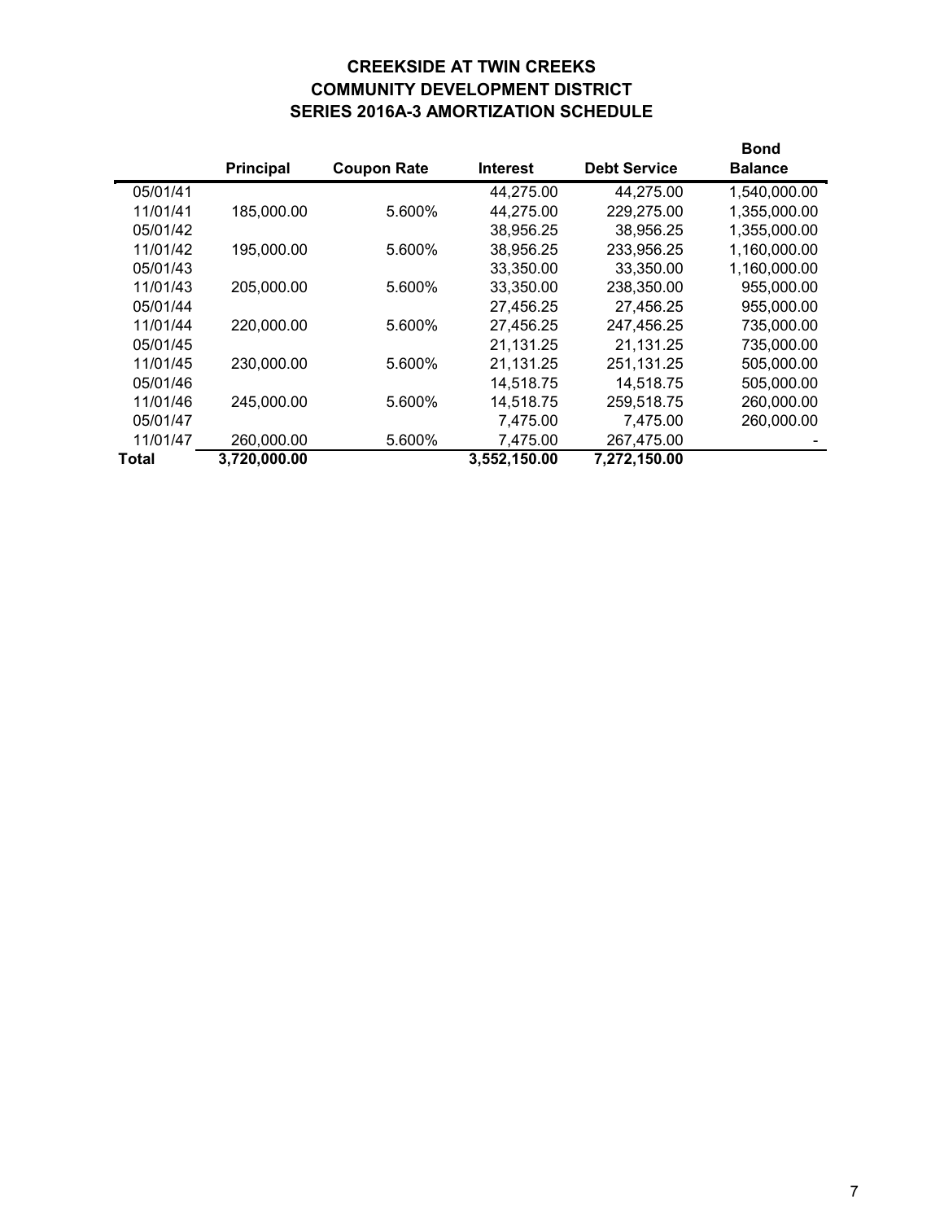# CREEKSIDE AT TWIN CREEKS
## COMMUNITY DEVELOPMENT DISTRICT
## SERIES 2016A-3 AMORTIZATION SCHEDULE

| | Principal | Coupon Rate | Interest | Debt Service | Bond Balance |
|---|---|---|---|---|---|
| 05/01/41 | | | 44,275.00 | 44,275.00 | 1,540,000.00 |
| 11/01/41 | 185,000.00 | 5.600% | 44,275.00 | 229,275.00 | 1,355,000.00 |
| 05/01/42 | | | 38,956.25 | 38,956.25 | 1,355,000.00 |
| 11/01/42 | 195,000.00 | 5.600% | 38,956.25 | 233,956.25 | 1,160,000.00 |
| 05/01/43 | | | 33,350.00 | 33,350.00 | 1,160,000.00 |
| 11/01/43 | 205,000.00 | 5.600% | 33,350.00 | 238,350.00 | 955,000.00 |
| 05/01/44 | | | 27,456.25 | 27,456.25 | 955,000.00 |
| 11/01/44 | 220,000.00 | 5.600% | 27,456.25 | 247,456.25 | 735,000.00 |
| 05/01/45 | | | 21,131.25 | 21,131.25 | 735,000.00 |
| 11/01/45 | 230,000.00 | 5.600% | 21,131.25 | 251,131.25 | 505,000.00 |
| 05/01/46 | | | 14,518.75 | 14,518.75 | 505,000.00 |
| 11/01/46 | 245,000.00 | 5.600% | 14,518.75 | 259,518.75 | 260,000.00 |
| 05/01/47 | | | 7,475.00 | 7,475.00 | 260,000.00 |
| 11/01/47 | 260,000.00 | 5.600% | 7,475.00 | 267,475.00 | - |
| **Total** | **3,720,000.00** | | **3,552,150.00** | **7,272,150.00** | |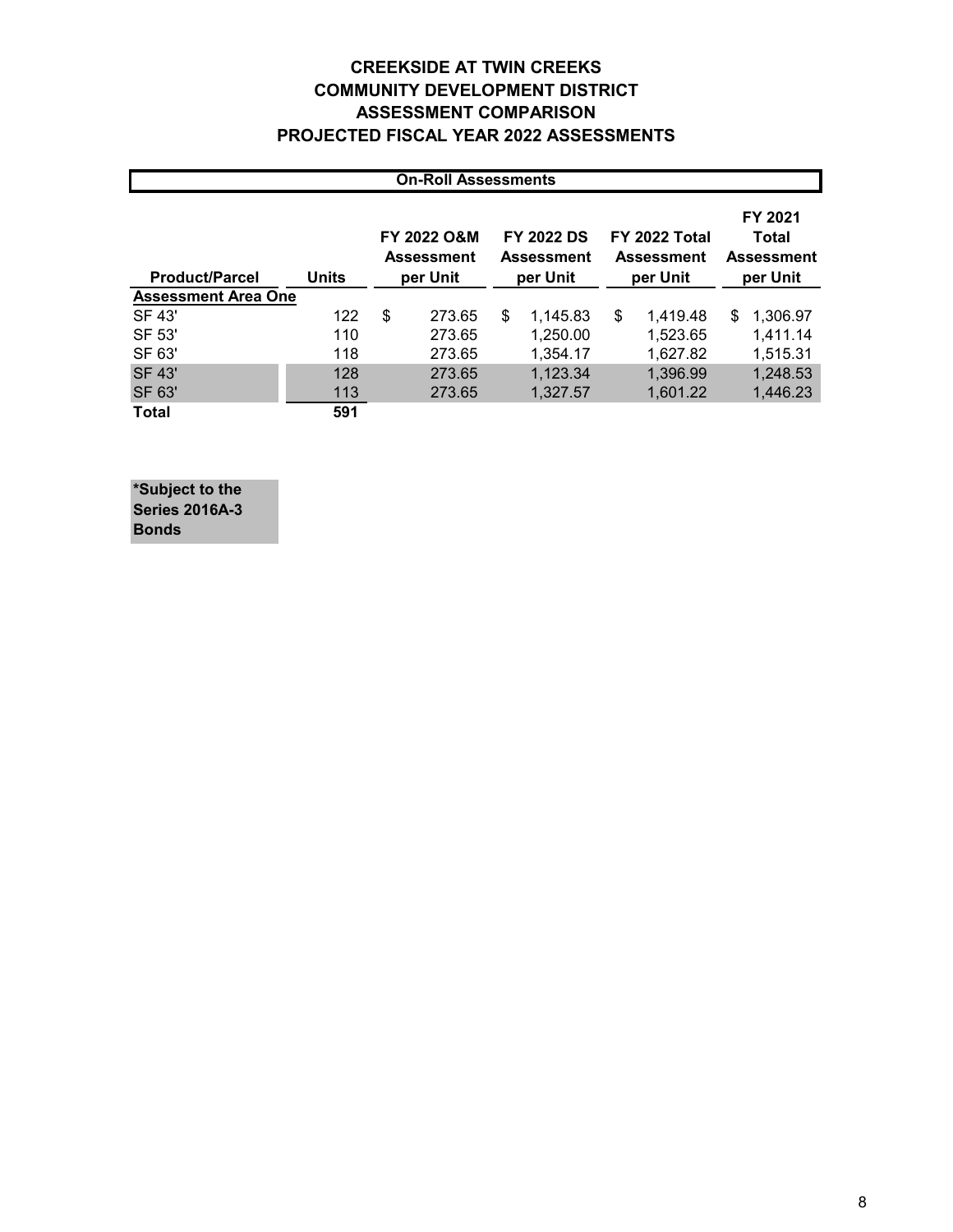# CREEKSIDE AT TWIN CREEKS
# COMMUNITY DEVELOPMENT DISTRICT
# ASSESSMENT COMPARISON
# PROJECTED FISCAL YEAR 2022 ASSESSMENTS

**On-Roll Assessments**

| Product/Parcel | Units | FY 2022 O&M Assessment per Unit | FY 2022 DS Assessment per Unit | FY 2022 Total Assessment per Unit | FY 2021 Total Assessment per Unit |
|---|---|---|---|---|---|
| **Assessment Area One** | | | | | |
| SF 43' | 122 | $ 273.65 | $ 1,145.83 | $ 1,419.48 | $ 1,306.97 |
| SF 53' | 110 | 273.65 | 1,250.00 | 1,523.65 | 1,411.14 |
| SF 63' | 118 | 273.65 | 1,354.17 | 1,627.82 | 1,515.31 |
| SF 43' | 128 | 273.65 | 1,123.34 | 1,396.99 | 1,248.53 |
| SF 63' | 113 | 273.65 | 1,327.57 | 1,601.22 | 1,446.23 |
| **Total** | **591** | | | | |

***Subject to the Series 2016A-3 Bonds**